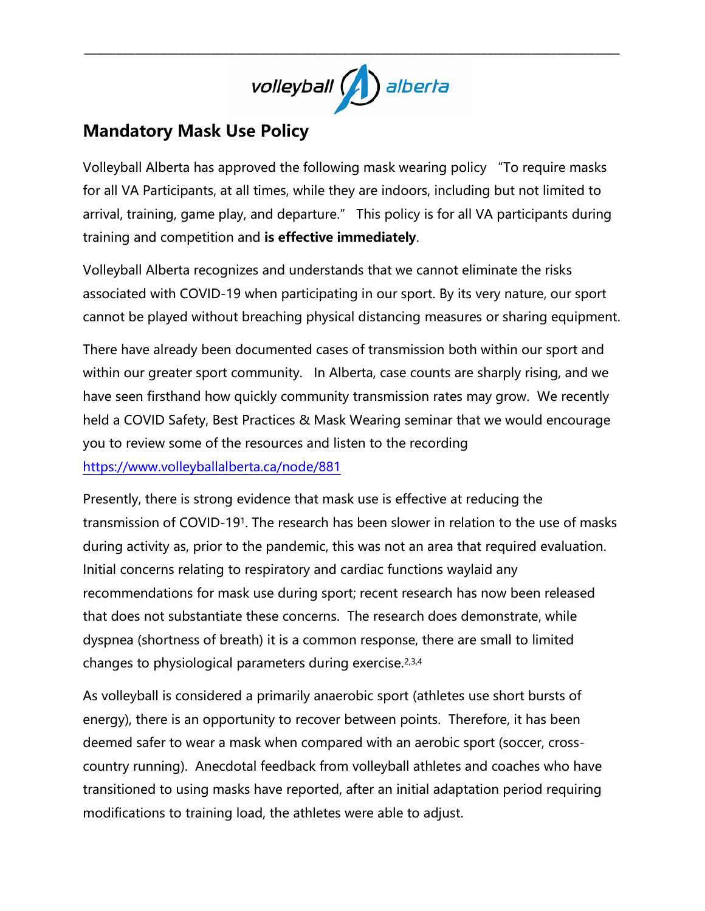volleyball alberta

# Mandatory Mask Use Policy

Volleyball Alberta has approved the following mask wearing policy "To require masks for all VA Participants, at all times, while they are indoors, including but not limited to arrival, training, game play, and departure." This policy is for all VA participants during training and competition and **is effective immediately**.

Volleyball Alberta recognizes and understands that we cannot eliminate the risks associated with COVID-19 when participating in our sport. By its very nature, our sport cannot be played without breaching physical distancing measures or sharing equipment.

There have already been documented cases of transmission both within our sport and within our greater sport community. In Alberta, case counts are sharply rising, and we have seen firsthand how quickly community transmission rates may grow. We recently held a COVID Safety, Best Practices & Mask Wearing seminar that we would encourage you to review some of the resources and listen to the recording https://www.volleyballalberta.ca/node/881

Presently, there is strong evidence that mask use is effective at reducing the transmission of COVID-19[1]. The research has been slower in relation to the use of masks during activity as, prior to the pandemic, this was not an area that required evaluation. Initial concerns relating to respiratory and cardiac functions waylaid any recommendations for mask use during sport; recent research has now been released that does not substantiate these concerns. The research does demonstrate, while dyspnea (shortness of breath) it is a common response, there are small to limited changes to physiological parameters during exercise.[2,3,4]

As volleyball is considered a primarily anaerobic sport (athletes use short bursts of energy), there is an opportunity to recover between points. Therefore, it has been deemed safer to wear a mask when compared with an aerobic sport (soccer, cross-country running). Anecdotal feedback from volleyball athletes and coaches who have transitioned to using masks have reported, after an initial adaptation period requiring modifications to training load, the athletes were able to adjust.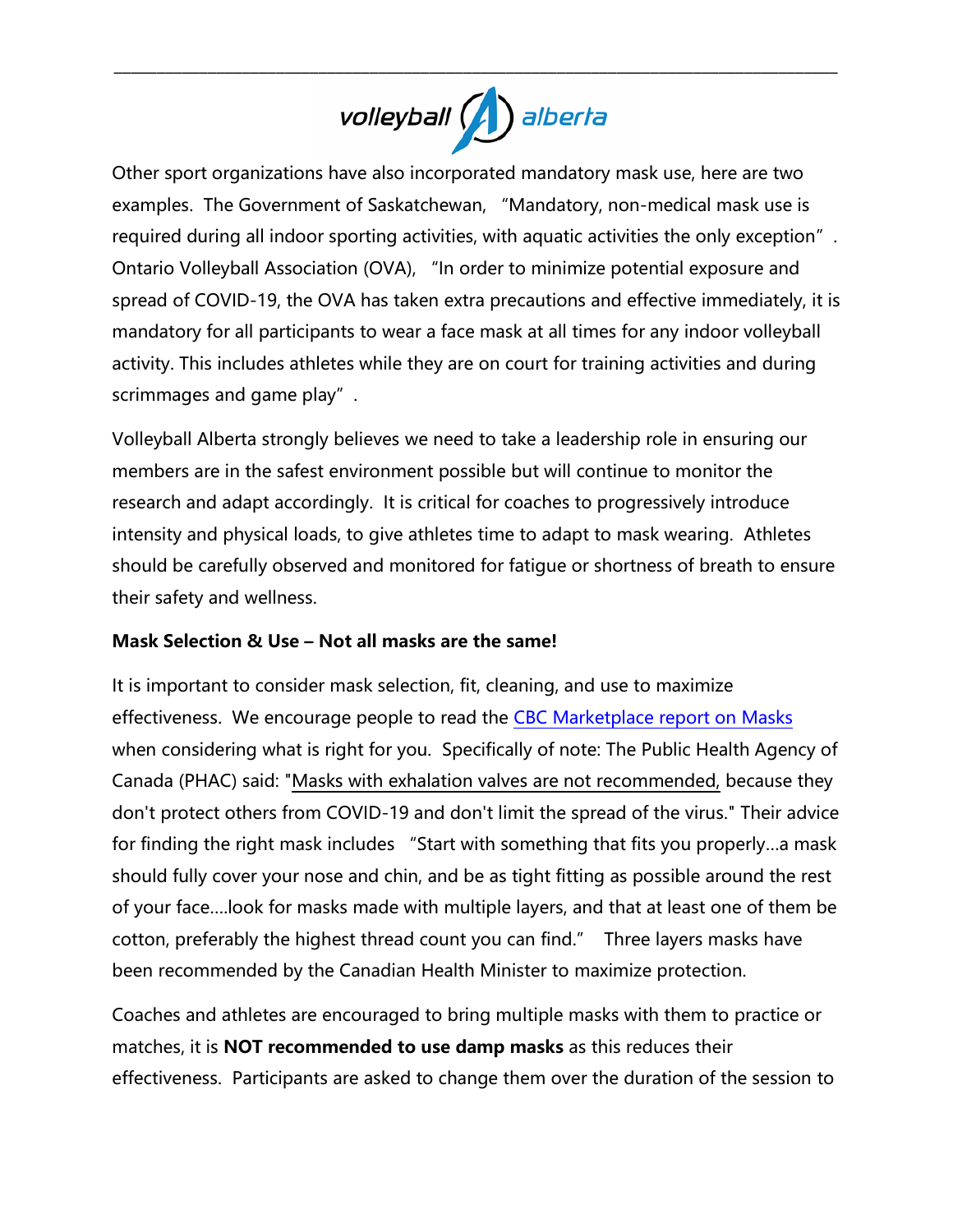Other sport organizations have also incorporated mandatory mask use, here are two examples. The Government of Saskatchewan, "Mandatory, non-medical mask use is required during all indoor sporting activities, with aquatic activities the only exception". Ontario Volleyball Association (OVA), "In order to minimize potential exposure and spread of COVID-19, the OVA has taken extra precautions and effective immediately, it is mandatory for all participants to wear a face mask at all times for any indoor volleyball activity. This includes athletes while they are on court for training activities and during scrimmages and game play".

Volleyball Alberta strongly believes we need to take a leadership role in ensuring our members are in the safest environment possible but will continue to monitor the research and adapt accordingly. It is critical for coaches to progressively introduce intensity and physical loads, to give athletes time to adapt to mask wearing. Athletes should be carefully observed and monitored for fatigue or shortness of breath to ensure their safety and wellness.

**Mask Selection & Use – Not all masks are the same!**

It is important to consider mask selection, fit, cleaning, and use to maximize effectiveness. We encourage people to read the CBC Marketplace report on Masks when considering what is right for you. Specifically of note: The Public Health Agency of Canada (PHAC) said: "Masks with exhalation valves are not recommended, because they don't protect others from COVID-19 and don't limit the spread of the virus." Their advice for finding the right mask includes "Start with something that fits you properly…a mask should fully cover your nose and chin, and be as tight fitting as possible around the rest of your face….look for masks made with multiple layers, and that at least one of them be cotton, preferably the highest thread count you can find." Three layers masks have been recommended by the Canadian Health Minister to maximize protection.

Coaches and athletes are encouraged to bring multiple masks with them to practice or matches, it is **NOT recommended to use damp masks** as this reduces their effectiveness. Participants are asked to change them over the duration of the session to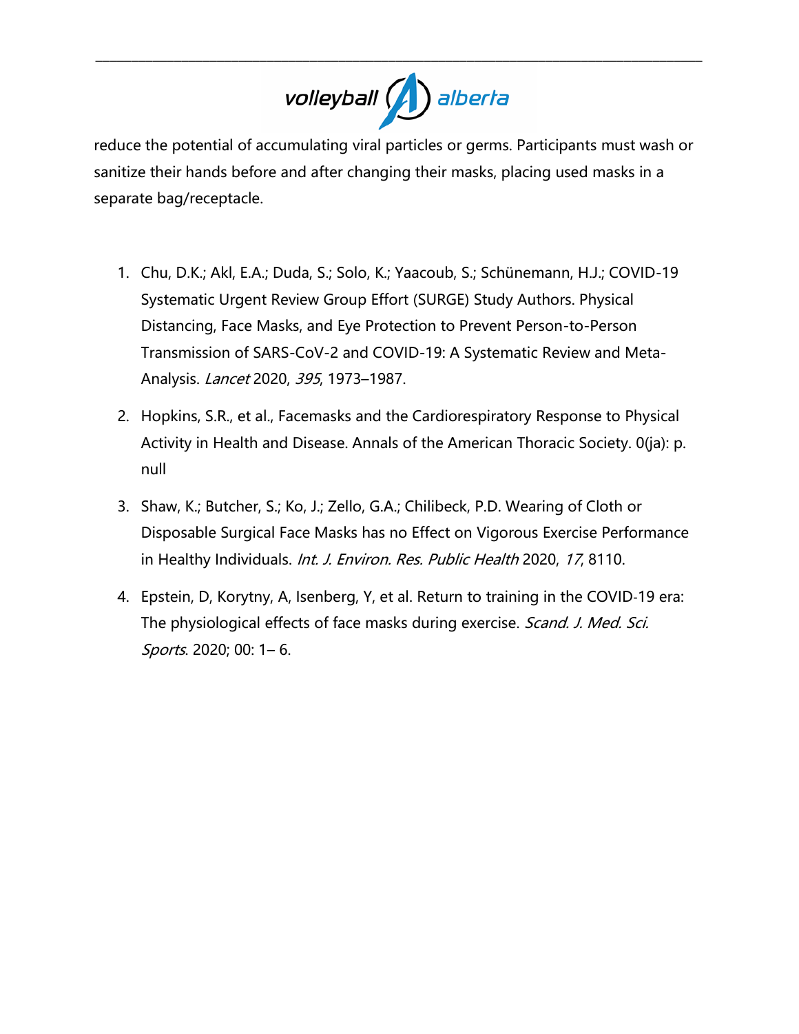reduce the potential of accumulating viral particles or germs. Participants must wash or sanitize their hands before and after changing their masks, placing used masks in a separate bag/receptacle.

1. Chu, D.K.; Akl, E.A.; Duda, S.; Solo, K.; Yaacoub, S.; Schünemann, H.J.; COVID-19 Systematic Urgent Review Group Effort (SURGE) Study Authors. Physical Distancing, Face Masks, and Eye Protection to Prevent Person-to-Person Transmission of SARS-CoV-2 and COVID-19: A Systematic Review and Meta-Analysis. *Lancet* 2020, *395*, 1973–1987.

2. Hopkins, S.R., et al., Facemasks and the Cardiorespiratory Response to Physical Activity in Health and Disease. Annals of the American Thoracic Society. 0(ja): p. null

3. Shaw, K.; Butcher, S.; Ko, J.; Zello, G.A.; Chilibeck, P.D. Wearing of Cloth or Disposable Surgical Face Masks has no Effect on Vigorous Exercise Performance in Healthy Individuals. *Int. J. Environ. Res. Public Health* 2020, *17*, 8110.

4. Epstein, D, Korytny, A, Isenberg, Y, et al. Return to training in the COVID-19 era: The physiological effects of face masks during exercise. *Scand. J. Med. Sci. Sports*. 2020; 00: 1– 6.